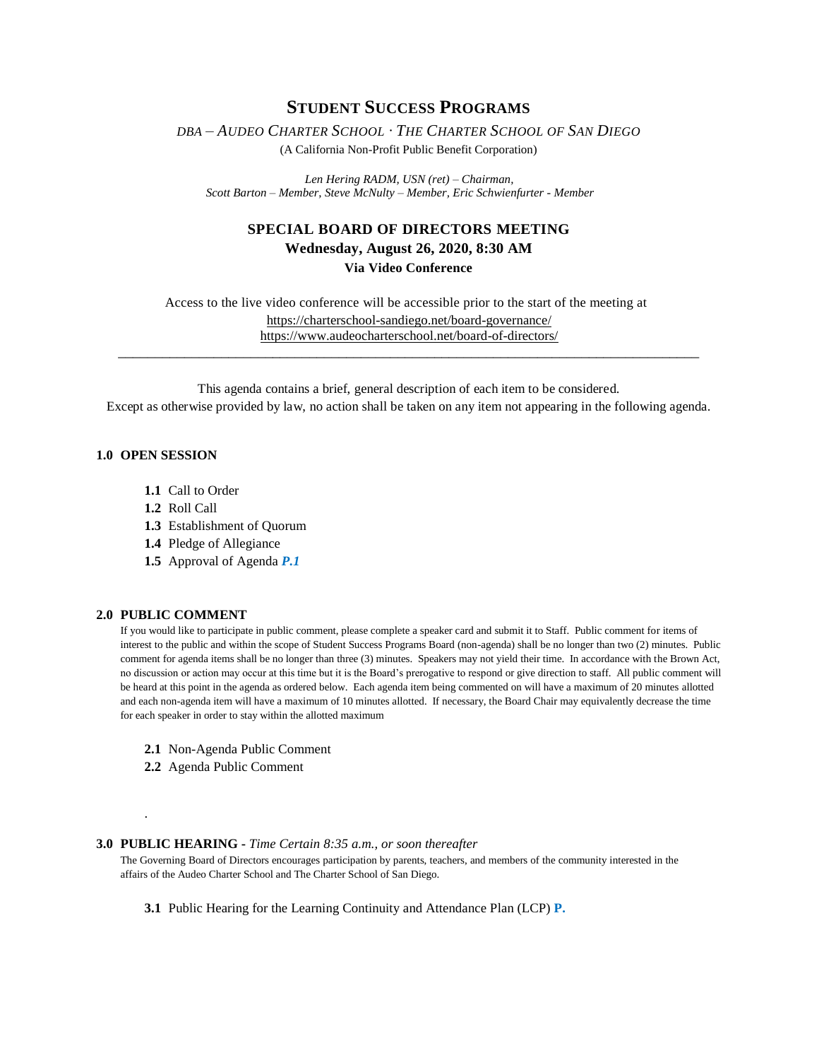# STUDENT SUCCESS PROGRAMS

*DBA – AUDEO CHARTER SCHOOL · THE CHARTER SCHOOL OF SAN DIEGO*

(A California Non-Profit Public Benefit Corporation)

*Len Hering RADM, USN (ret) – Chairman,*
*Scott Barton – Member, Steve McNulty – Member, Eric Schwienfurter - Member*

## SPECIAL BOARD OF DIRECTORS MEETING

**Wednesday, August 26, 2020, 8:30 AM**

**Via Video Conference**

Access to the live video conference will be accessible prior to the start of the meeting at
https://charterschool-sandiego.net/board-governance/
https://www.audeocharterschool.net/board-of-directors/

---

This agenda contains a brief, general description of each item to be considered.
Except as otherwise provided by law, no action shall be taken on any item not appearing in the following agenda.

### 1.0 OPEN SESSION

- **1.1** Call to Order
- **1.2** Roll Call
- **1.3** Establishment of Quorum
- **1.4** Pledge of Allegiance
- **1.5** Approval of Agenda ***P.1***

### 2.0 PUBLIC COMMENT

If you would like to participate in public comment, please complete a speaker card and submit it to Staff. Public comment for items of interest to the public and within the scope of Student Success Programs Board (non-agenda) shall be no longer than two (2) minutes. Public comment for agenda items shall be no longer than three (3) minutes. Speakers may not yield their time. In accordance with the Brown Act, no discussion or action may occur at this time but it is the Board's prerogative to respond or give direction to staff. All public comment will be heard at this point in the agenda as ordered below. Each agenda item being commented on will have a maximum of 20 minutes allotted and each non-agenda item will have a maximum of 10 minutes allotted. If necessary, the Board Chair may equivalently decrease the time for each speaker in order to stay within the allotted maximum

- **2.1** Non-Agenda Public Comment
- **2.2** Agenda Public Comment

.

### 3.0 PUBLIC HEARING - *Time Certain 8:35 a.m., or soon thereafter*

The Governing Board of Directors encourages participation by parents, teachers, and members of the community interested in the affairs of the Audeo Charter School and The Charter School of San Diego.

- **3.1** Public Hearing for the Learning Continuity and Attendance Plan (LCP) **P.**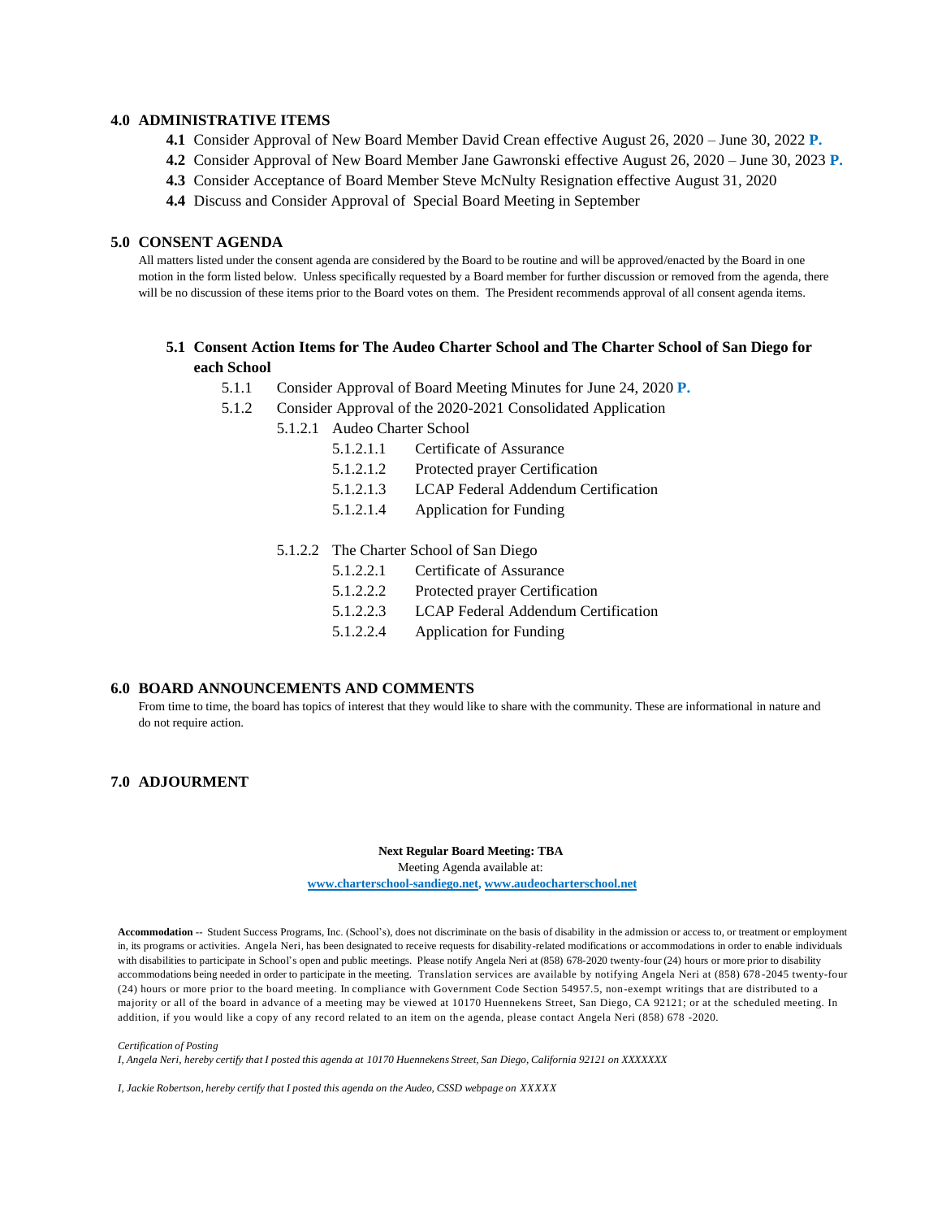## 4.0 ADMINISTRATIVE ITEMS

- **4.1** Consider Approval of New Board Member David Crean effective August 26, 2020 – June 30, 2022 **P.**
- **4.2** Consider Approval of New Board Member Jane Gawronski effective August 26, 2020 – June 30, 2023 **P.**
- **4.3** Consider Acceptance of Board Member Steve McNulty Resignation effective August 31, 2020
- **4.4** Discuss and Consider Approval of Special Board Meeting in September

## 5.0 CONSENT AGENDA

All matters listed under the consent agenda are considered by the Board to be routine and will be approved/enacted by the Board in one motion in the form listed below. Unless specifically requested by a Board member for further discussion or removed from the agenda, there will be no discussion of these items prior to the Board votes on them. The President recommends approval of all consent agenda items.

### 5.1 Consent Action Items for The Audeo Charter School and The Charter School of San Diego for each School

- 5.1.1 Consider Approval of Board Meeting Minutes for June 24, 2020 **P.**
- 5.1.2 Consider Approval of the 2020-2021 Consolidated Application
  - 5.1.2.1 Audeo Charter School
    - 5.1.2.1.1 Certificate of Assurance
    - 5.1.2.1.2 Protected prayer Certification
    - 5.1.2.1.3 LCAP Federal Addendum Certification
    - 5.1.2.1.4 Application for Funding
  - 5.1.2.2 The Charter School of San Diego
    - 5.1.2.2.1 Certificate of Assurance
    - 5.1.2.2.2 Protected prayer Certification
    - 5.1.2.2.3 LCAP Federal Addendum Certification
    - 5.1.2.2.4 Application for Funding

## 6.0 BOARD ANNOUNCEMENTS AND COMMENTS

From time to time, the board has topics of interest that they would like to share with the community. These are informational in nature and do not require action.

## 7.0 ADJOURMENT

**Next Regular Board Meeting: TBA**

Meeting Agenda available at:

www.charterschool-sandiego.net, www.audeocharterschool.net

**Accommodation** -- Student Success Programs, Inc. (School's), does not discriminate on the basis of disability in the admission or access to, or treatment or employment in, its programs or activities. Angela Neri, has been designated to receive requests for disability-related modifications or accommodations in order to enable individuals with disabilities to participate in School's open and public meetings. Please notify Angela Neri at (858) 678-2020 twenty-four (24) hours or more prior to disability accommodations being needed in order to participate in the meeting. Translation services are available by notifying Angela Neri at (858) 678-2045 twenty-four (24) hours or more prior to the board meeting. In compliance with Government Code Section 54957.5, non-exempt writings that are distributed to a majority or all of the board in advance of a meeting may be viewed at 10170 Huennekens Street, San Diego, CA 92121; or at the scheduled meeting. In addition, if you would like a copy of any record related to an item on the agenda, please contact Angela Neri (858) 678 -2020.

*Certification of Posting*

*I, Angela Neri, hereby certify that I posted this agenda at 10170 Huennekens Street, San Diego, California 92121 on XXXXXXX*

*I, Jackie Robertson, hereby certify that I posted this agenda on the Audeo, CSSD webpage on XXXXX*